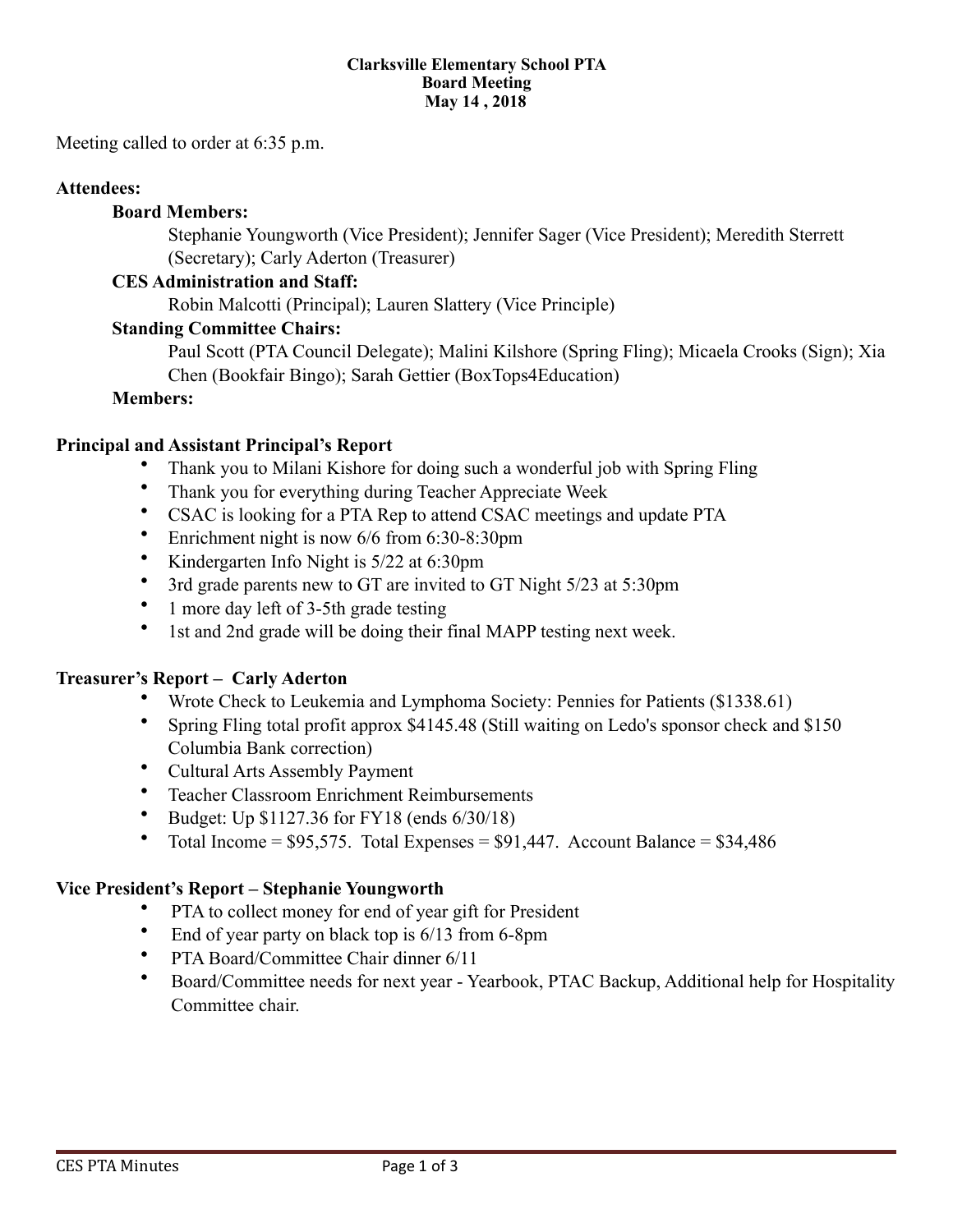**Clarksville Elementary School PTA**
**Board Meeting**
**May 14 , 2018**

Meeting called to order at 6:35 p.m.

**Attendees:**

**Board Members:**

Stephanie Youngworth (Vice President); Jennifer Sager (Vice President); Meredith Sterrett (Secretary); Carly Aderton (Treasurer)

**CES Administration and Staff:**

Robin Malcotti (Principal); Lauren Slattery (Vice Principle)

**Standing Committee Chairs:**

Paul Scott (PTA Council Delegate); Malini Kilshore (Spring Fling); Micaela Crooks (Sign); Xia Chen (Bookfair Bingo); Sarah Gettier (BoxTops4Education)

**Members:**

**Principal and Assistant Principal's Report**

- Thank you to Milani Kishore for doing such a wonderful job with Spring Fling
- Thank you for everything during Teacher Appreciate Week
- CSAC is looking for a PTA Rep to attend CSAC meetings and update PTA
- Enrichment night is now 6/6 from 6:30-8:30pm
- Kindergarten Info Night is 5/22 at 6:30pm
- 3rd grade parents new to GT are invited to GT Night 5/23 at 5:30pm
- 1 more day left of 3-5th grade testing
- 1st and 2nd grade will be doing their final MAPP testing next week.

**Treasurer's Report – Carly Aderton**

- Wrote Check to Leukemia and Lymphoma Society: Pennies for Patients ($1338.61)
- Spring Fling total profit approx $4145.48 (Still waiting on Ledo's sponsor check and $150 Columbia Bank correction)
- Cultural Arts Assembly Payment
- Teacher Classroom Enrichment Reimbursements
- Budget: Up $1127.36 for FY18 (ends 6/30/18)
- Total Income = $95,575. Total Expenses = $91,447. Account Balance = $34,486

**Vice President's Report – Stephanie Youngworth**

- PTA to collect money for end of year gift for President
- End of year party on black top is 6/13 from 6-8pm
- PTA Board/Committee Chair dinner 6/11
- Board/Committee needs for next year - Yearbook, PTAC Backup, Additional help for Hospitality Committee chair.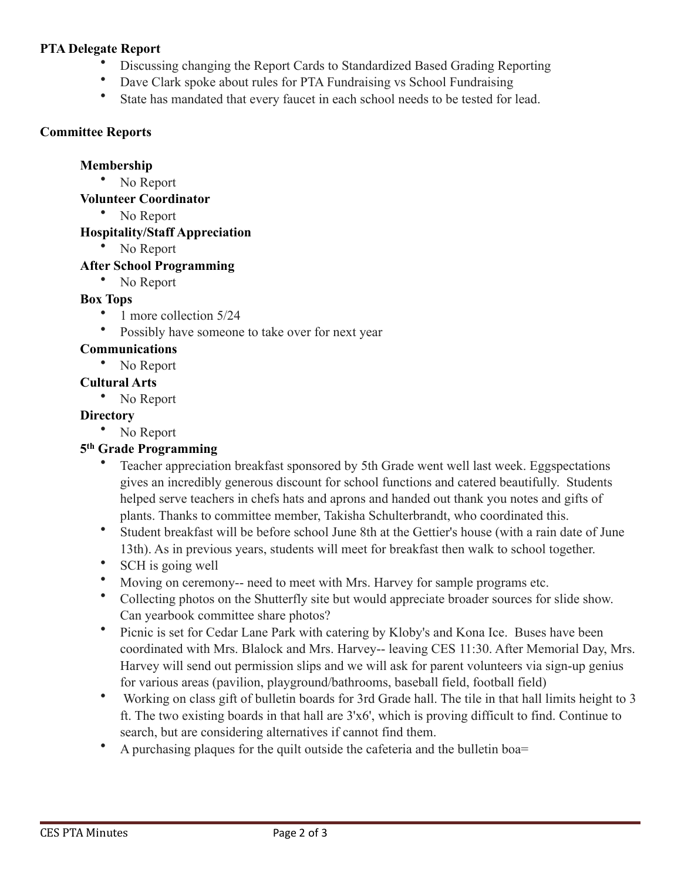**PTA Delegate Report**

- Discussing changing the Report Cards to Standardized Based Grading Reporting
- Dave Clark spoke about rules for PTA Fundraising vs School Fundraising
- State has mandated that every faucet in each school needs to be tested for lead.

**Committee Reports**

**Membership**

- No Report

**Volunteer Coordinator**

- No Report

**Hospitality/Staff Appreciation**

- No Report

**After School Programming**

- No Report

**Box Tops**

- 1 more collection 5/24
- Possibly have someone to take over for next year

**Communications**

- No Report

**Cultural Arts**

- No Report

**Directory**

- No Report

**5th Grade Programming**

- Teacher appreciation breakfast sponsored by 5th Grade went well last week. Eggspectations gives an incredibly generous discount for school functions and catered beautifully. Students helped serve teachers in chefs hats and aprons and handed out thank you notes and gifts of plants. Thanks to committee member, Takisha Schulterbrandt, who coordinated this.
- Student breakfast will be before school June 8th at the Gettier's house (with a rain date of June 13th). As in previous years, students will meet for breakfast then walk to school together.
- SCH is going well
- Moving on ceremony-- need to meet with Mrs. Harvey for sample programs etc.
- Collecting photos on the Shutterfly site but would appreciate broader sources for slide show. Can yearbook committee share photos?
- Picnic is set for Cedar Lane Park with catering by Kloby's and Kona Ice. Buses have been coordinated with Mrs. Blalock and Mrs. Harvey-- leaving CES 11:30. After Memorial Day, Mrs. Harvey will send out permission slips and we will ask for parent volunteers via sign-up genius for various areas (pavilion, playground/bathrooms, baseball field, football field)
- Working on class gift of bulletin boards for 3rd Grade hall. The tile in that hall limits height to 3 ft. The two existing boards in that hall are 3'x6', which is proving difficult to find. Continue to search, but are considering alternatives if cannot find them.
- A purchasing plaques for the quilt outside the cafeteria and the bulletin boa=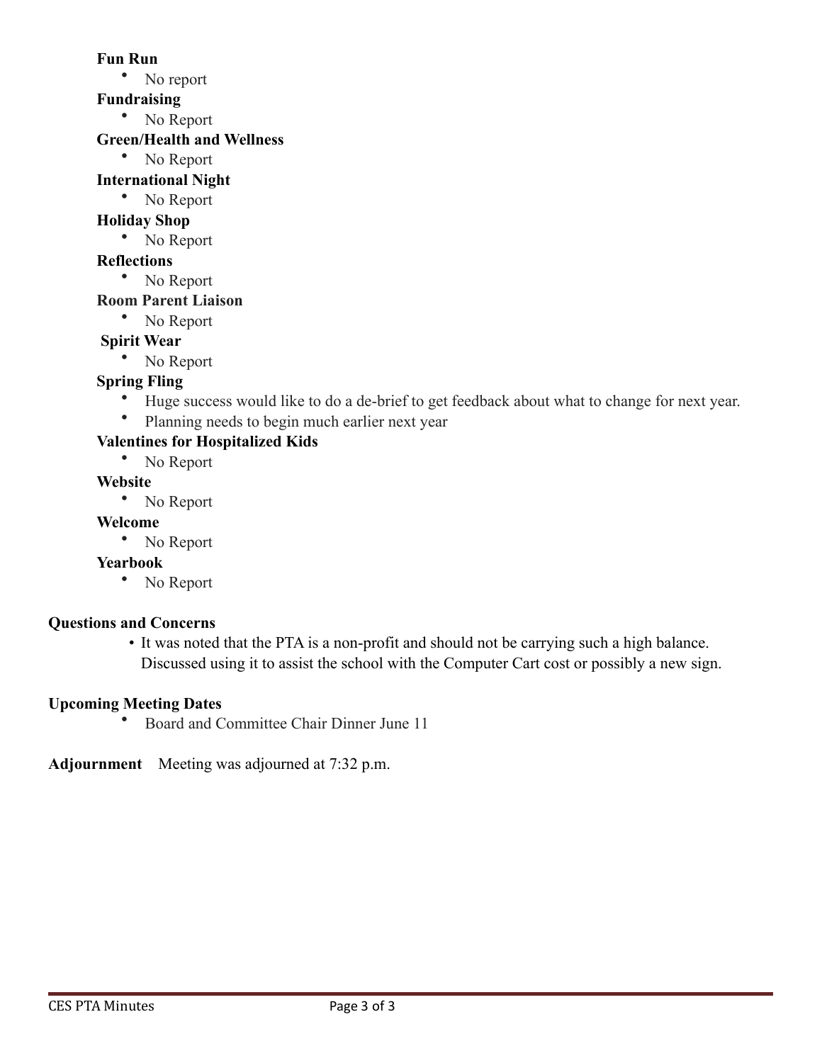**Fun Run**

- No report

**Fundraising**

- No Report

**Green/Health and Wellness**

- No Report

**International Night**

- No Report

**Holiday Shop**

- No Report

**Reflections**

- No Report

**Room Parent Liaison**

- No Report

**Spirit Wear**

- No Report

**Spring Fling**

- Huge success would like to do a de-brief to get feedback about what to change for next year.
- Planning needs to begin much earlier next year

**Valentines for Hospitalized Kids**

- No Report

**Website**

- No Report

**Welcome**

- No Report

**Yearbook**

- No Report

**Questions and Concerns**

- It was noted that the PTA is a non-profit and should not be carrying such a high balance. Discussed using it to assist the school with the Computer Cart cost or possibly a new sign.

**Upcoming Meeting Dates**

- Board and Committee Chair Dinner June 11

**Adjournment** Meeting was adjourned at 7:32 p.m.